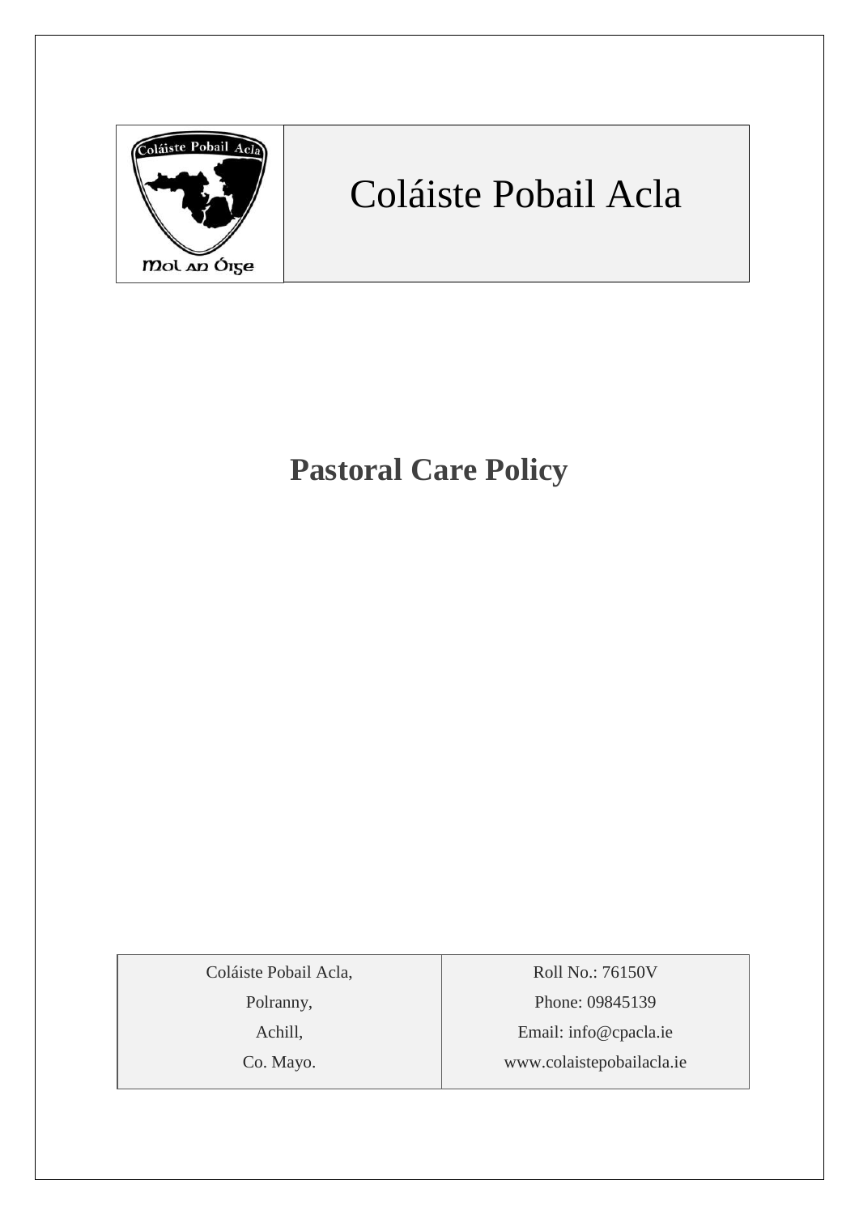# Coláiste Pobail Acla

## Pastoral Care Policy

| Coláiste Pobail Acla, | Roll No.: 76150V |
|---|---|
| Polranny, | Phone: 09845139 |
| Achill, | Email: info@cpacla.ie |
| Co. Mayo. | www.colaistepobailacla.ie |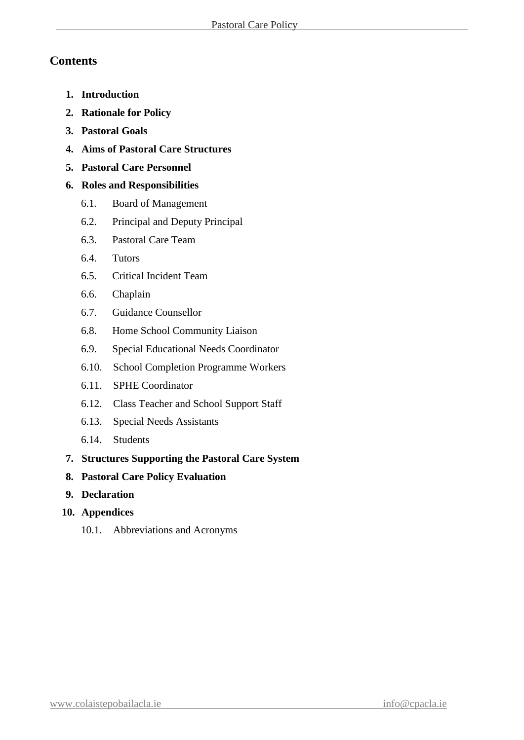## Contents

1. **Introduction**
2. **Rationale for Policy**
3. **Pastoral Goals**
4. **Aims of Pastoral Care Structures**
5. **Pastoral Care Personnel**
6. **Roles and Responsibilities**
   - 6.1. Board of Management
   - 6.2. Principal and Deputy Principal
   - 6.3. Pastoral Care Team
   - 6.4. Tutors
   - 6.5. Critical Incident Team
   - 6.6. Chaplain
   - 6.7. Guidance Counsellor
   - 6.8. Home School Community Liaison
   - 6.9. Special Educational Needs Coordinator
   - 6.10. School Completion Programme Workers
   - 6.11. SPHE Coordinator
   - 6.12. Class Teacher and School Support Staff
   - 6.13. Special Needs Assistants
   - 6.14. Students
7. **Structures Supporting the Pastoral Care System**
8. **Pastoral Care Policy Evaluation**
9. **Declaration**
10. **Appendices**
    - 10.1. Abbreviations and Acronyms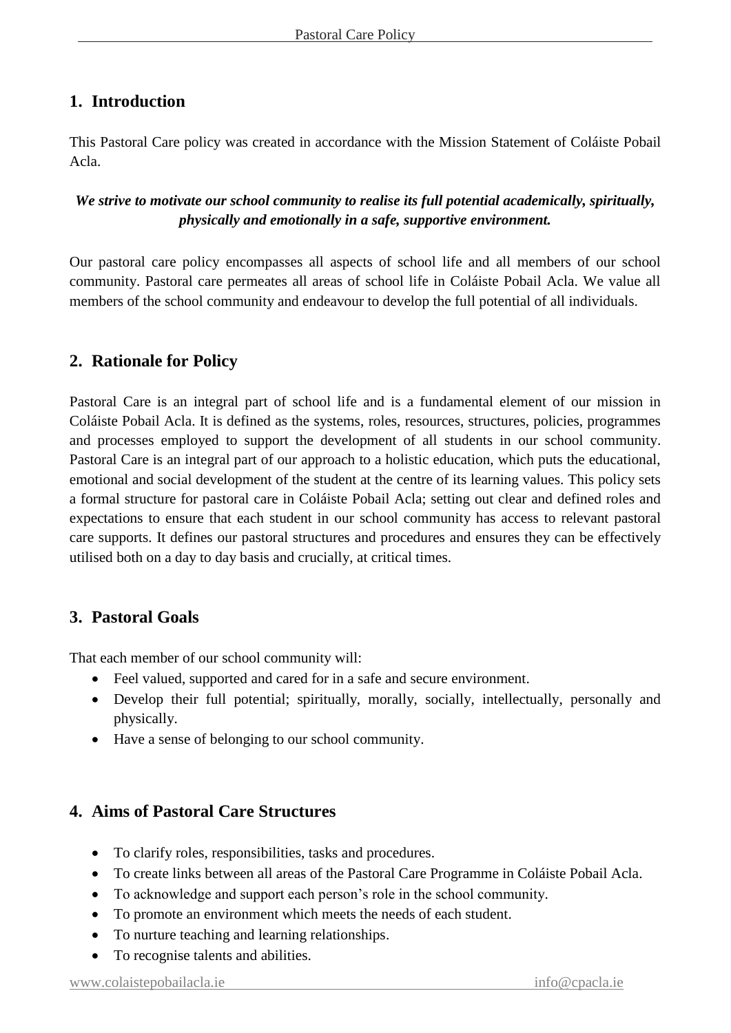## 1. Introduction

This Pastoral Care policy was created in accordance with the Mission Statement of Coláiste Pobail Acla.

***We strive to motivate our school community to realise its full potential academically, spiritually, physically and emotionally in a safe, supportive environment.***

Our pastoral care policy encompasses all aspects of school life and all members of our school community. Pastoral care permeates all areas of school life in Coláiste Pobail Acla. We value all members of the school community and endeavour to develop the full potential of all individuals.

## 2. Rationale for Policy

Pastoral Care is an integral part of school life and is a fundamental element of our mission in Coláiste Pobail Acla. It is defined as the systems, roles, resources, structures, policies, programmes and processes employed to support the development of all students in our school community. Pastoral Care is an integral part of our approach to a holistic education, which puts the educational, emotional and social development of the student at the centre of its learning values. This policy sets a formal structure for pastoral care in Coláiste Pobail Acla; setting out clear and defined roles and expectations to ensure that each student in our school community has access to relevant pastoral care supports. It defines our pastoral structures and procedures and ensures they can be effectively utilised both on a day to day basis and crucially, at critical times.

## 3. Pastoral Goals

That each member of our school community will:

- Feel valued, supported and cared for in a safe and secure environment.
- Develop their full potential; spiritually, morally, socially, intellectually, personally and physically.
- Have a sense of belonging to our school community.

## 4. Aims of Pastoral Care Structures

- To clarify roles, responsibilities, tasks and procedures.
- To create links between all areas of the Pastoral Care Programme in Coláiste Pobail Acla.
- To acknowledge and support each person's role in the school community.
- To promote an environment which meets the needs of each student.
- To nurture teaching and learning relationships.
- To recognise talents and abilities.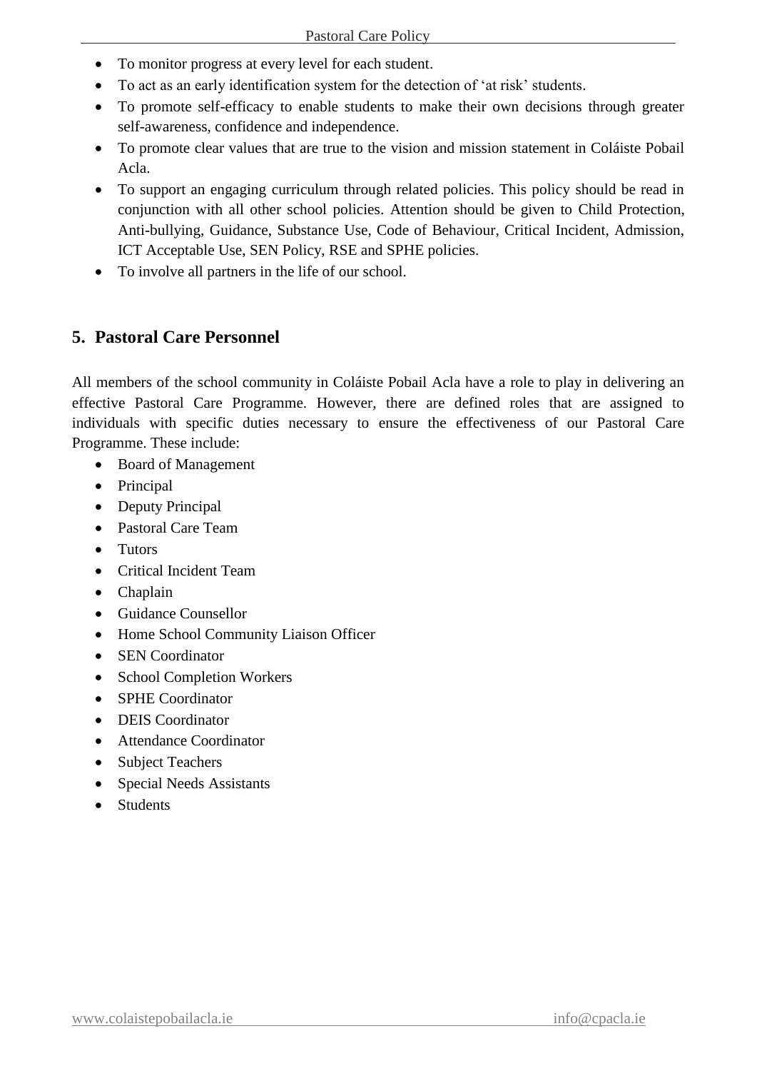- To monitor progress at every level for each student.
- To act as an early identification system for the detection of 'at risk' students.
- To promote self-efficacy to enable students to make their own decisions through greater self-awareness, confidence and independence.
- To promote clear values that are true to the vision and mission statement in Coláiste Pobail Acla.
- To support an engaging curriculum through related policies. This policy should be read in conjunction with all other school policies. Attention should be given to Child Protection, Anti-bullying, Guidance, Substance Use, Code of Behaviour, Critical Incident, Admission, ICT Acceptable Use, SEN Policy, RSE and SPHE policies.
- To involve all partners in the life of our school.

## 5. Pastoral Care Personnel

All members of the school community in Coláiste Pobail Acla have a role to play in delivering an effective Pastoral Care Programme. However, there are defined roles that are assigned to individuals with specific duties necessary to ensure the effectiveness of our Pastoral Care Programme. These include:

- Board of Management
- Principal
- Deputy Principal
- Pastoral Care Team
- Tutors
- Critical Incident Team
- Chaplain
- Guidance Counsellor
- Home School Community Liaison Officer
- SEN Coordinator
- School Completion Workers
- SPHE Coordinator
- DEIS Coordinator
- Attendance Coordinator
- Subject Teachers
- Special Needs Assistants
- Students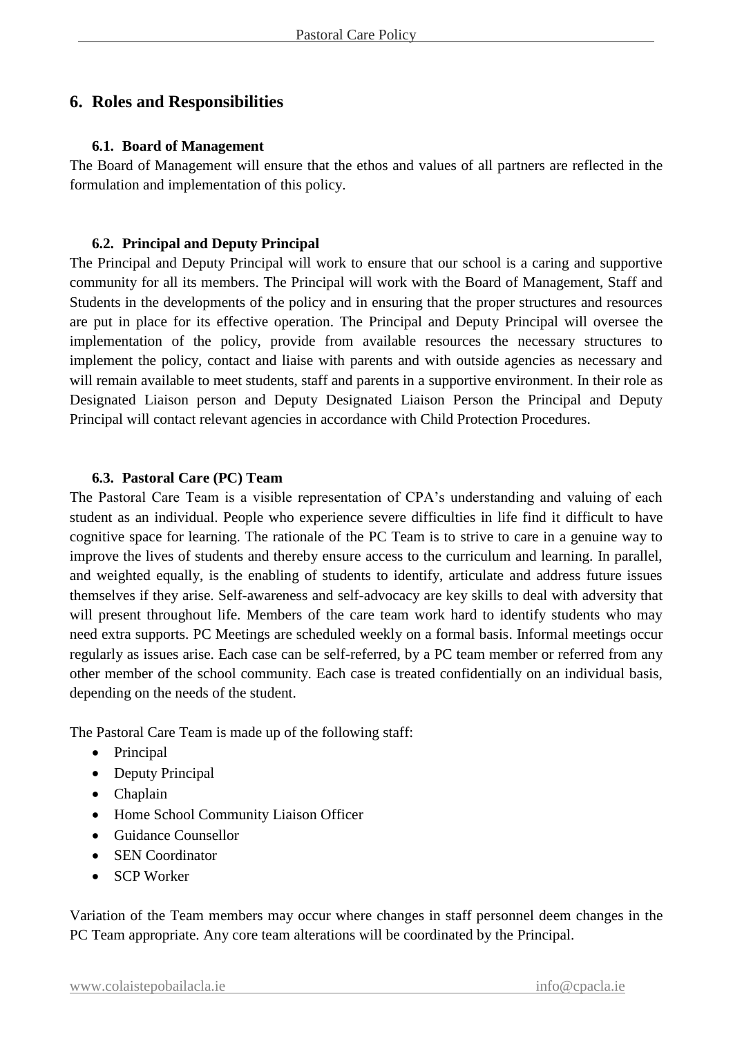## 6. Roles and Responsibilities

### 6.1. Board of Management

The Board of Management will ensure that the ethos and values of all partners are reflected in the formulation and implementation of this policy.

### 6.2. Principal and Deputy Principal

The Principal and Deputy Principal will work to ensure that our school is a caring and supportive community for all its members. The Principal will work with the Board of Management, Staff and Students in the developments of the policy and in ensuring that the proper structures and resources are put in place for its effective operation. The Principal and Deputy Principal will oversee the implementation of the policy, provide from available resources the necessary structures to implement the policy, contact and liaise with parents and with outside agencies as necessary and will remain available to meet students, staff and parents in a supportive environment. In their role as Designated Liaison person and Deputy Designated Liaison Person the Principal and Deputy Principal will contact relevant agencies in accordance with Child Protection Procedures.

### 6.3. Pastoral Care (PC) Team

The Pastoral Care Team is a visible representation of CPA's understanding and valuing of each student as an individual. People who experience severe difficulties in life find it difficult to have cognitive space for learning. The rationale of the PC Team is to strive to care in a genuine way to improve the lives of students and thereby ensure access to the curriculum and learning. In parallel, and weighted equally, is the enabling of students to identify, articulate and address future issues themselves if they arise. Self-awareness and self-advocacy are key skills to deal with adversity that will present throughout life. Members of the care team work hard to identify students who may need extra supports. PC Meetings are scheduled weekly on a formal basis. Informal meetings occur regularly as issues arise. Each case can be self-referred, by a PC team member or referred from any other member of the school community. Each case is treated confidentially on an individual basis, depending on the needs of the student.

The Pastoral Care Team is made up of the following staff:

- Principal
- Deputy Principal
- Chaplain
- Home School Community Liaison Officer
- Guidance Counsellor
- SEN Coordinator
- SCP Worker

Variation of the Team members may occur where changes in staff personnel deem changes in the PC Team appropriate. Any core team alterations will be coordinated by the Principal.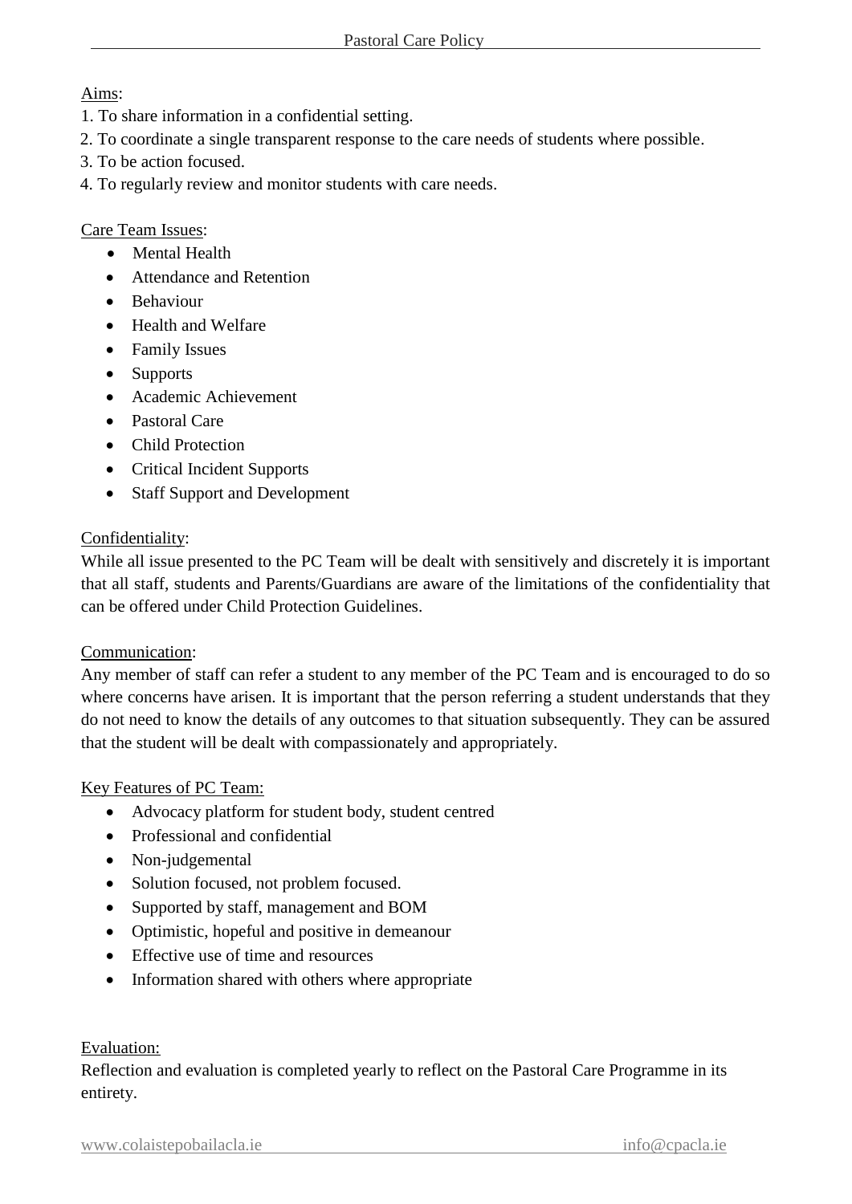Aims:

1. To share information in a confidential setting.
2. To coordinate a single transparent response to the care needs of students where possible.
3. To be action focused.
4. To regularly review and monitor students with care needs.

Care Team Issues:

- Mental Health
- Attendance and Retention
- Behaviour
- Health and Welfare
- Family Issues
- Supports
- Academic Achievement
- Pastoral Care
- Child Protection
- Critical Incident Supports
- Staff Support and Development

Confidentiality:

While all issue presented to the PC Team will be dealt with sensitively and discretely it is important that all staff, students and Parents/Guardians are aware of the limitations of the confidentiality that can be offered under Child Protection Guidelines.

Communication:

Any member of staff can refer a student to any member of the PC Team and is encouraged to do so where concerns have arisen. It is important that the person referring a student understands that they do not need to know the details of any outcomes to that situation subsequently. They can be assured that the student will be dealt with compassionately and appropriately.

Key Features of PC Team:

- Advocacy platform for student body, student centred
- Professional and confidential
- Non-judgemental
- Solution focused, not problem focused.
- Supported by staff, management and BOM
- Optimistic, hopeful and positive in demeanour
- Effective use of time and resources
- Information shared with others where appropriate

Evaluation:

Reflection and evaluation is completed yearly to reflect on the Pastoral Care Programme in its entirety.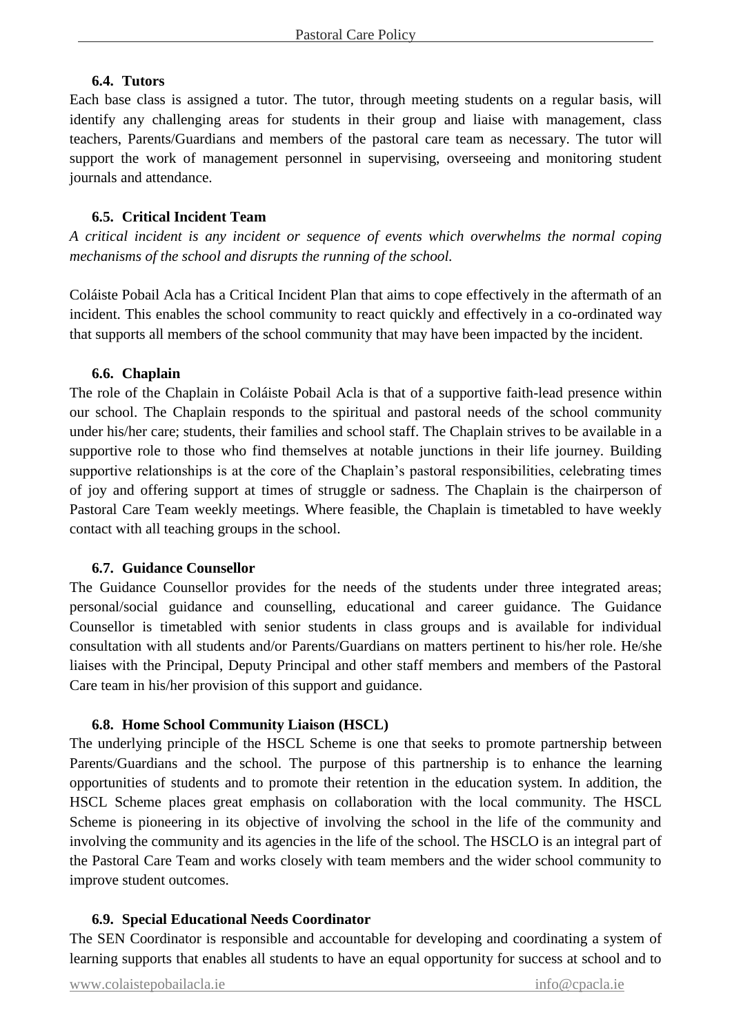### 6.4. Tutors

Each base class is assigned a tutor. The tutor, through meeting students on a regular basis, will identify any challenging areas for students in their group and liaise with management, class teachers, Parents/Guardians and members of the pastoral care team as necessary. The tutor will support the work of management personnel in supervising, overseeing and monitoring student journals and attendance.

### 6.5. Critical Incident Team

*A critical incident is any incident or sequence of events which overwhelms the normal coping mechanisms of the school and disrupts the running of the school.*

Coláiste Pobail Acla has a Critical Incident Plan that aims to cope effectively in the aftermath of an incident. This enables the school community to react quickly and effectively in a co-ordinated way that supports all members of the school community that may have been impacted by the incident.

### 6.6. Chaplain

The role of the Chaplain in Coláiste Pobail Acla is that of a supportive faith-lead presence within our school. The Chaplain responds to the spiritual and pastoral needs of the school community under his/her care; students, their families and school staff. The Chaplain strives to be available in a supportive role to those who find themselves at notable junctions in their life journey. Building supportive relationships is at the core of the Chaplain's pastoral responsibilities, celebrating times of joy and offering support at times of struggle or sadness. The Chaplain is the chairperson of Pastoral Care Team weekly meetings. Where feasible, the Chaplain is timetabled to have weekly contact with all teaching groups in the school.

### 6.7. Guidance Counsellor

The Guidance Counsellor provides for the needs of the students under three integrated areas; personal/social guidance and counselling, educational and career guidance. The Guidance Counsellor is timetabled with senior students in class groups and is available for individual consultation with all students and/or Parents/Guardians on matters pertinent to his/her role. He/she liaises with the Principal, Deputy Principal and other staff members and members of the Pastoral Care team in his/her provision of this support and guidance.

### 6.8. Home School Community Liaison (HSCL)

The underlying principle of the HSCL Scheme is one that seeks to promote partnership between Parents/Guardians and the school. The purpose of this partnership is to enhance the learning opportunities of students and to promote their retention in the education system. In addition, the HSCL Scheme places great emphasis on collaboration with the local community. The HSCL Scheme is pioneering in its objective of involving the school in the life of the community and involving the community and its agencies in the life of the school. The HSCLO is an integral part of the Pastoral Care Team and works closely with team members and the wider school community to improve student outcomes.

### 6.9. Special Educational Needs Coordinator

The SEN Coordinator is responsible and accountable for developing and coordinating a system of learning supports that enables all students to have an equal opportunity for success at school and to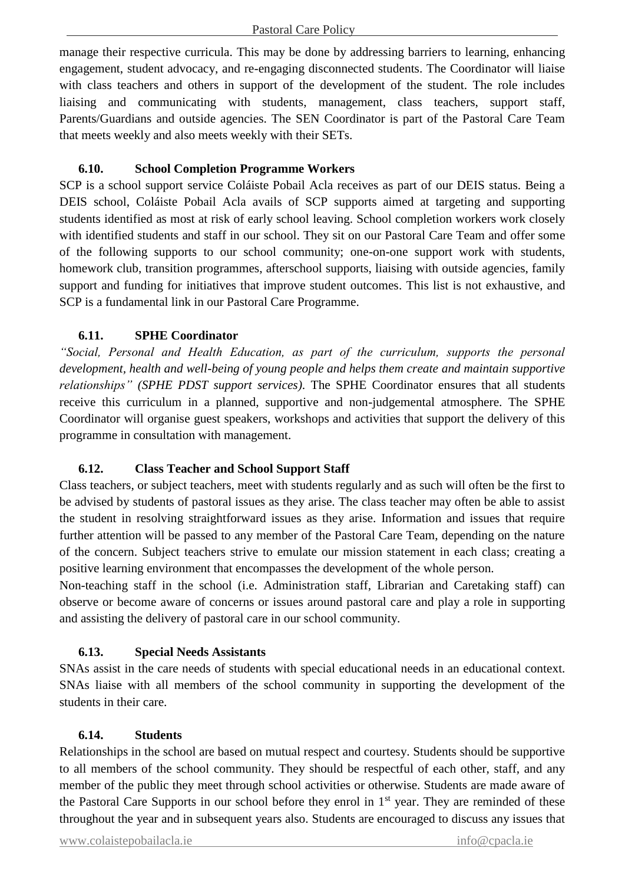manage their respective curricula. This may be done by addressing barriers to learning, enhancing engagement, student advocacy, and re-engaging disconnected students. The Coordinator will liaise with class teachers and others in support of the development of the student. The role includes liaising and communicating with students, management, class teachers, support staff, Parents/Guardians and outside agencies. The SEN Coordinator is part of the Pastoral Care Team that meets weekly and also meets weekly with their SETs.

### 6.10. School Completion Programme Workers

SCP is a school support service Coláiste Pobail Acla receives as part of our DEIS status. Being a DEIS school, Coláiste Pobail Acla avails of SCP supports aimed at targeting and supporting students identified as most at risk of early school leaving. School completion workers work closely with identified students and staff in our school. They sit on our Pastoral Care Team and offer some of the following supports to our school community; one-on-one support work with students, homework club, transition programmes, afterschool supports, liaising with outside agencies, family support and funding for initiatives that improve student outcomes. This list is not exhaustive, and SCP is a fundamental link in our Pastoral Care Programme.

### 6.11. SPHE Coordinator

*"Social, Personal and Health Education, as part of the curriculum, supports the personal development, health and well-being of young people and helps them create and maintain supportive relationships" (SPHE PDST support services).* The SPHE Coordinator ensures that all students receive this curriculum in a planned, supportive and non-judgemental atmosphere. The SPHE Coordinator will organise guest speakers, workshops and activities that support the delivery of this programme in consultation with management.

### 6.12. Class Teacher and School Support Staff

Class teachers, or subject teachers, meet with students regularly and as such will often be the first to be advised by students of pastoral issues as they arise. The class teacher may often be able to assist the student in resolving straightforward issues as they arise. Information and issues that require further attention will be passed to any member of the Pastoral Care Team, depending on the nature of the concern. Subject teachers strive to emulate our mission statement in each class; creating a positive learning environment that encompasses the development of the whole person.

Non-teaching staff in the school (i.e. Administration staff, Librarian and Caretaking staff) can observe or become aware of concerns or issues around pastoral care and play a role in supporting and assisting the delivery of pastoral care in our school community.

### 6.13. Special Needs Assistants

SNAs assist in the care needs of students with special educational needs in an educational context. SNAs liaise with all members of the school community in supporting the development of the students in their care.

### 6.14. Students

Relationships in the school are based on mutual respect and courtesy. Students should be supportive to all members of the school community. They should be respectful of each other, staff, and any member of the public they meet through school activities or otherwise. Students are made aware of the Pastoral Care Supports in our school before they enrol in 1st year. They are reminded of these throughout the year and in subsequent years also. Students are encouraged to discuss any issues that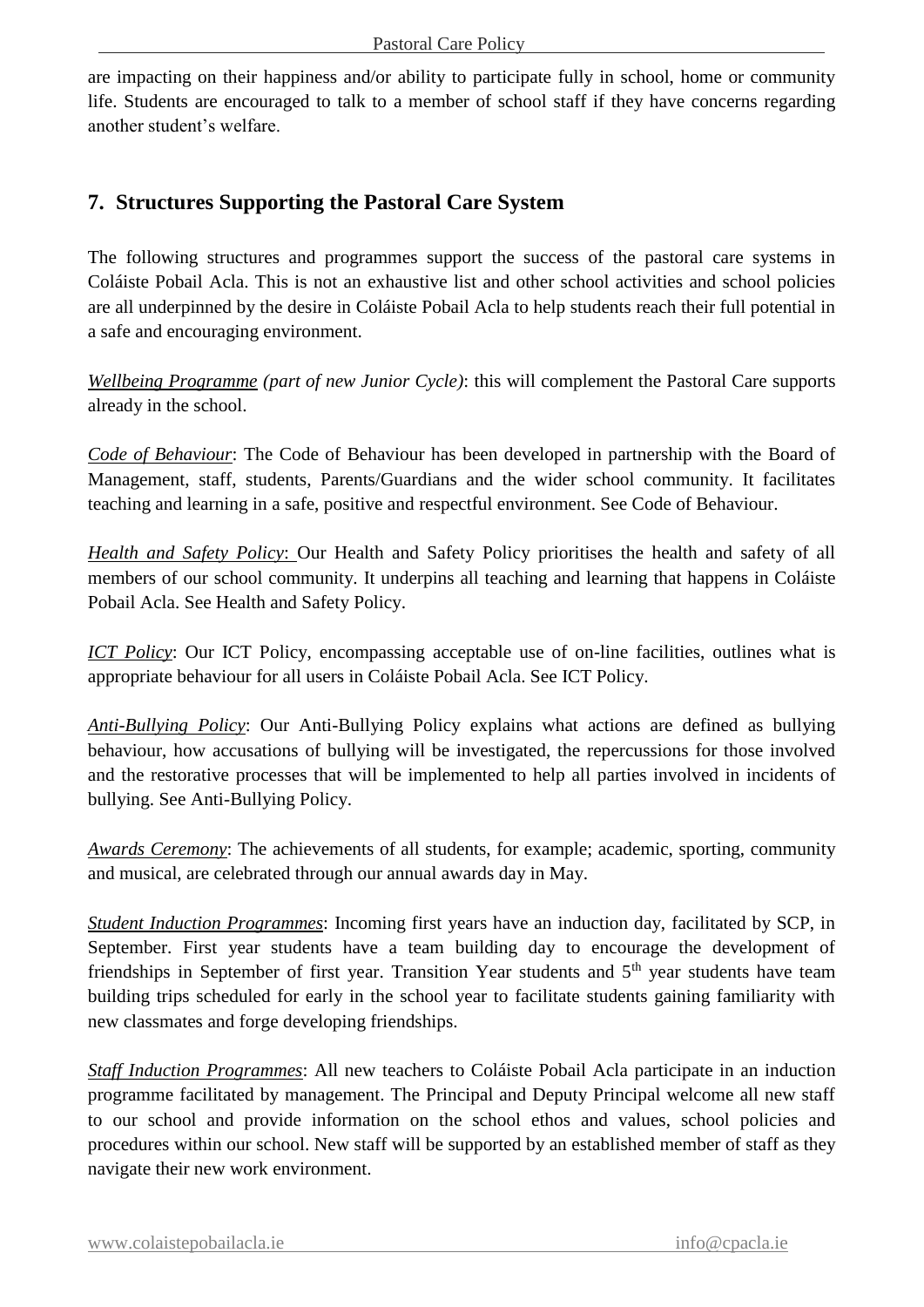are impacting on their happiness and/or ability to participate fully in school, home or community life. Students are encouraged to talk to a member of school staff if they have concerns regarding another student's welfare.

## 7. Structures Supporting the Pastoral Care System

The following structures and programmes support the success of the pastoral care systems in Coláiste Pobail Acla. This is not an exhaustive list and other school activities and school policies are all underpinned by the desire in Coláiste Pobail Acla to help students reach their full potential in a safe and encouraging environment.

*Wellbeing Programme* *(part of new Junior Cycle)*: this will complement the Pastoral Care supports already in the school.

*Code of Behaviour*: The Code of Behaviour has been developed in partnership with the Board of Management, staff, students, Parents/Guardians and the wider school community. It facilitates teaching and learning in a safe, positive and respectful environment. See Code of Behaviour.

*Health and Safety Policy*: Our Health and Safety Policy prioritises the health and safety of all members of our school community. It underpins all teaching and learning that happens in Coláiste Pobail Acla. See Health and Safety Policy.

*ICT Policy*: Our ICT Policy, encompassing acceptable use of on-line facilities, outlines what is appropriate behaviour for all users in Coláiste Pobail Acla. See ICT Policy.

*Anti-Bullying Policy*: Our Anti-Bullying Policy explains what actions are defined as bullying behaviour, how accusations of bullying will be investigated, the repercussions for those involved and the restorative processes that will be implemented to help all parties involved in incidents of bullying. See Anti-Bullying Policy.

*Awards Ceremony*: The achievements of all students, for example; academic, sporting, community and musical, are celebrated through our annual awards day in May.

*Student Induction Programmes*: Incoming first years have an induction day, facilitated by SCP, in September. First year students have a team building day to encourage the development of friendships in September of first year. Transition Year students and 5th year students have team building trips scheduled for early in the school year to facilitate students gaining familiarity with new classmates and forge developing friendships.

*Staff Induction Programmes*: All new teachers to Coláiste Pobail Acla participate in an induction programme facilitated by management. The Principal and Deputy Principal welcome all new staff to our school and provide information on the school ethos and values, school policies and procedures within our school. New staff will be supported by an established member of staff as they navigate their new work environment.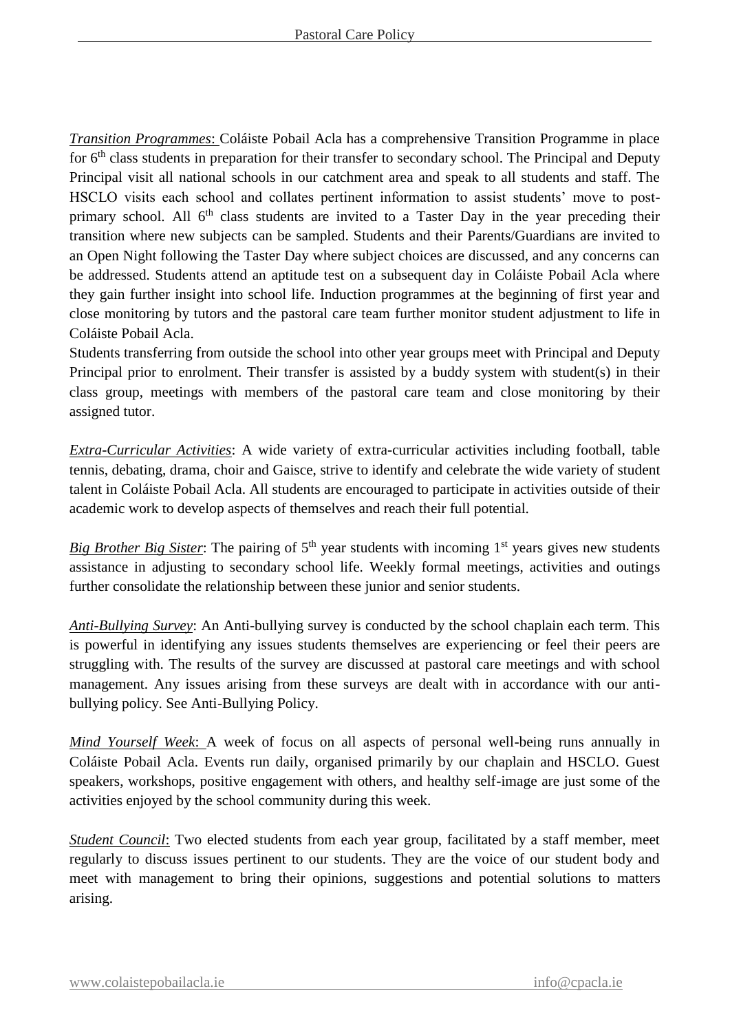*Transition Programmes*: Coláiste Pobail Acla has a comprehensive Transition Programme in place for 6th class students in preparation for their transfer to secondary school. The Principal and Deputy Principal visit all national schools in our catchment area and speak to all students and staff. The HSCLO visits each school and collates pertinent information to assist students' move to post-primary school. All 6th class students are invited to a Taster Day in the year preceding their transition where new subjects can be sampled. Students and their Parents/Guardians are invited to an Open Night following the Taster Day where subject choices are discussed, and any concerns can be addressed. Students attend an aptitude test on a subsequent day in Coláiste Pobail Acla where they gain further insight into school life. Induction programmes at the beginning of first year and close monitoring by tutors and the pastoral care team further monitor student adjustment to life in Coláiste Pobail Acla.

Students transferring from outside the school into other year groups meet with Principal and Deputy Principal prior to enrolment. Their transfer is assisted by a buddy system with student(s) in their class group, meetings with members of the pastoral care team and close monitoring by their assigned tutor.

*Extra-Curricular Activities*: A wide variety of extra-curricular activities including football, table tennis, debating, drama, choir and Gaisce, strive to identify and celebrate the wide variety of student talent in Coláiste Pobail Acla. All students are encouraged to participate in activities outside of their academic work to develop aspects of themselves and reach their full potential.

*Big Brother Big Sister*: The pairing of 5th year students with incoming 1st years gives new students assistance in adjusting to secondary school life. Weekly formal meetings, activities and outings further consolidate the relationship between these junior and senior students.

*Anti-Bullying Survey*: An Anti-bullying survey is conducted by the school chaplain each term. This is powerful in identifying any issues students themselves are experiencing or feel their peers are struggling with. The results of the survey are discussed at pastoral care meetings and with school management. Any issues arising from these surveys are dealt with in accordance with our anti-bullying policy. See Anti-Bullying Policy.

*Mind Yourself Week*: A week of focus on all aspects of personal well-being runs annually in Coláiste Pobail Acla. Events run daily, organised primarily by our chaplain and HSCLO. Guest speakers, workshops, positive engagement with others, and healthy self-image are just some of the activities enjoyed by the school community during this week.

*Student Council*: Two elected students from each year group, facilitated by a staff member, meet regularly to discuss issues pertinent to our students. They are the voice of our student body and meet with management to bring their opinions, suggestions and potential solutions to matters arising.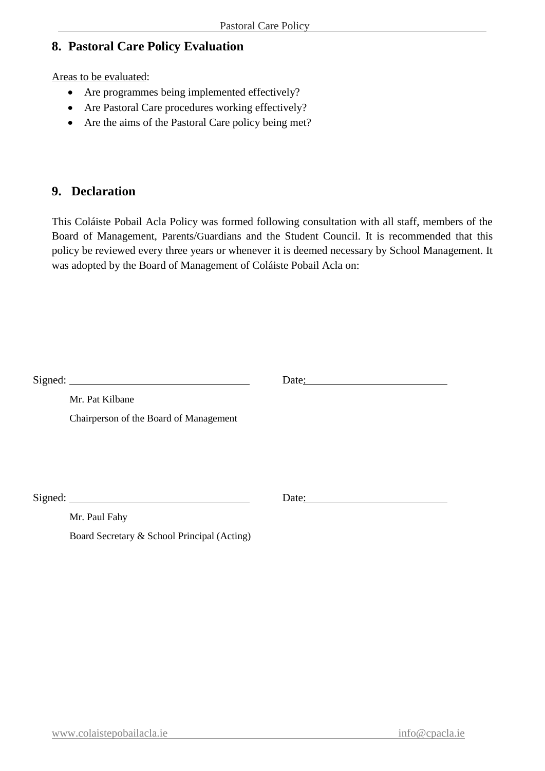## 8. Pastoral Care Policy Evaluation

Areas to be evaluated:

- Are programmes being implemented effectively?
- Are Pastoral Care procedures working effectively?
- Are the aims of the Pastoral Care policy being met?

## 9. Declaration

This Coláiste Pobail Acla Policy was formed following consultation with all staff, members of the Board of Management, Parents/Guardians and the Student Council. It is recommended that this policy be reviewed every three years or whenever it is deemed necessary by School Management. It was adopted by the Board of Management of Coláiste Pobail Acla on:

Signed: ______________________________ Date: ________________________

Mr. Pat Kilbane

Chairperson of the Board of Management

Signed: ______________________________ Date: ________________________

Mr. Paul Fahy

Board Secretary & School Principal (Acting)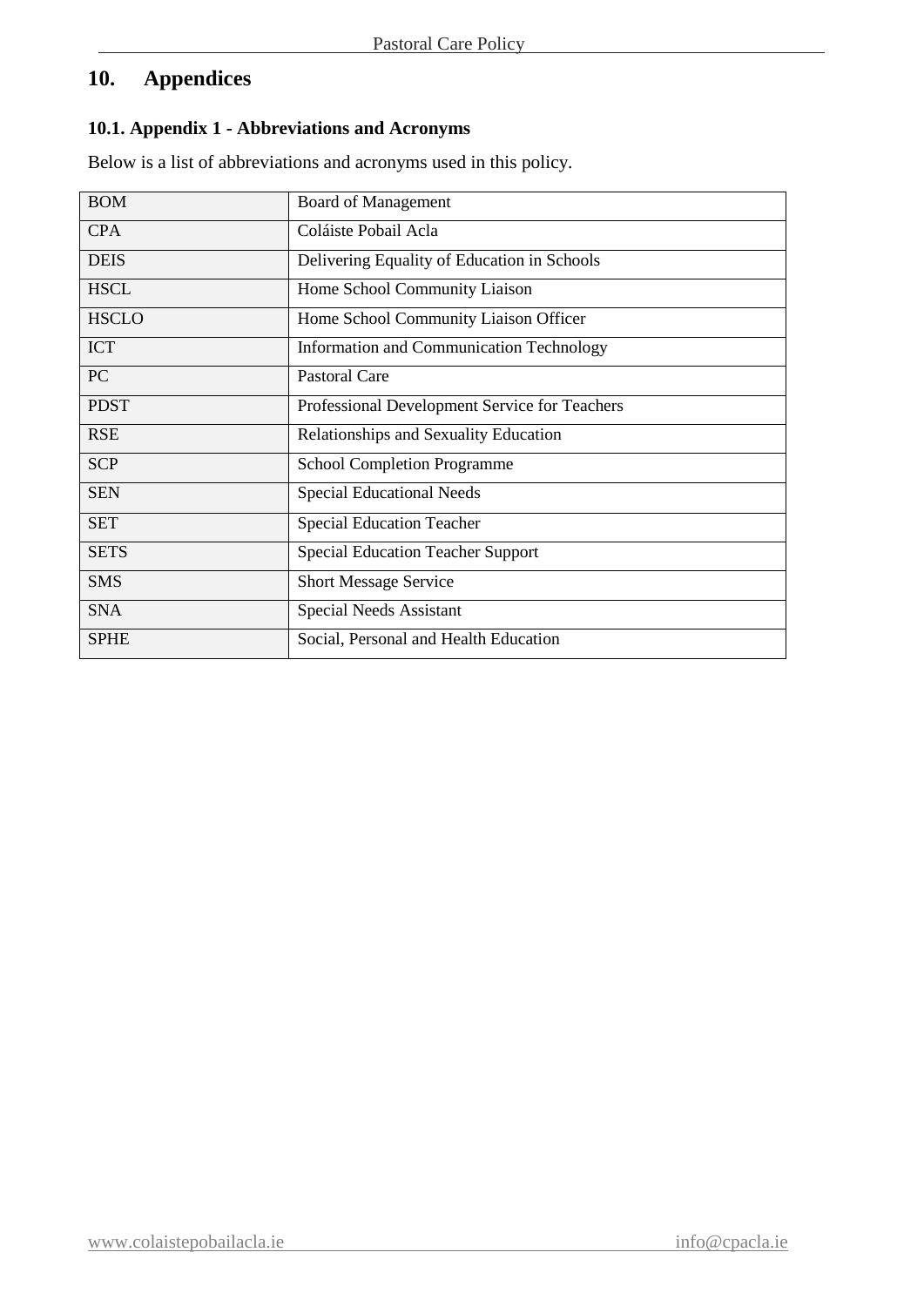# 10. Appendices

## 10.1. Appendix 1 - Abbreviations and Acronyms

Below is a list of abbreviations and acronyms used in this policy.

| | |
|---|---|
| BOM | Board of Management |
| CPA | Coláiste Pobail Acla |
| DEIS | Delivering Equality of Education in Schools |
| HSCL | Home School Community Liaison |
| HSCLO | Home School Community Liaison Officer |
| ICT | Information and Communication Technology |
| PC | Pastoral Care |
| PDST | Professional Development Service for Teachers |
| RSE | Relationships and Sexuality Education |
| SCP | School Completion Programme |
| SEN | Special Educational Needs |
| SET | Special Education Teacher |
| SETS | Special Education Teacher Support |
| SMS | Short Message Service |
| SNA | Special Needs Assistant |
| SPHE | Social, Personal and Health Education |